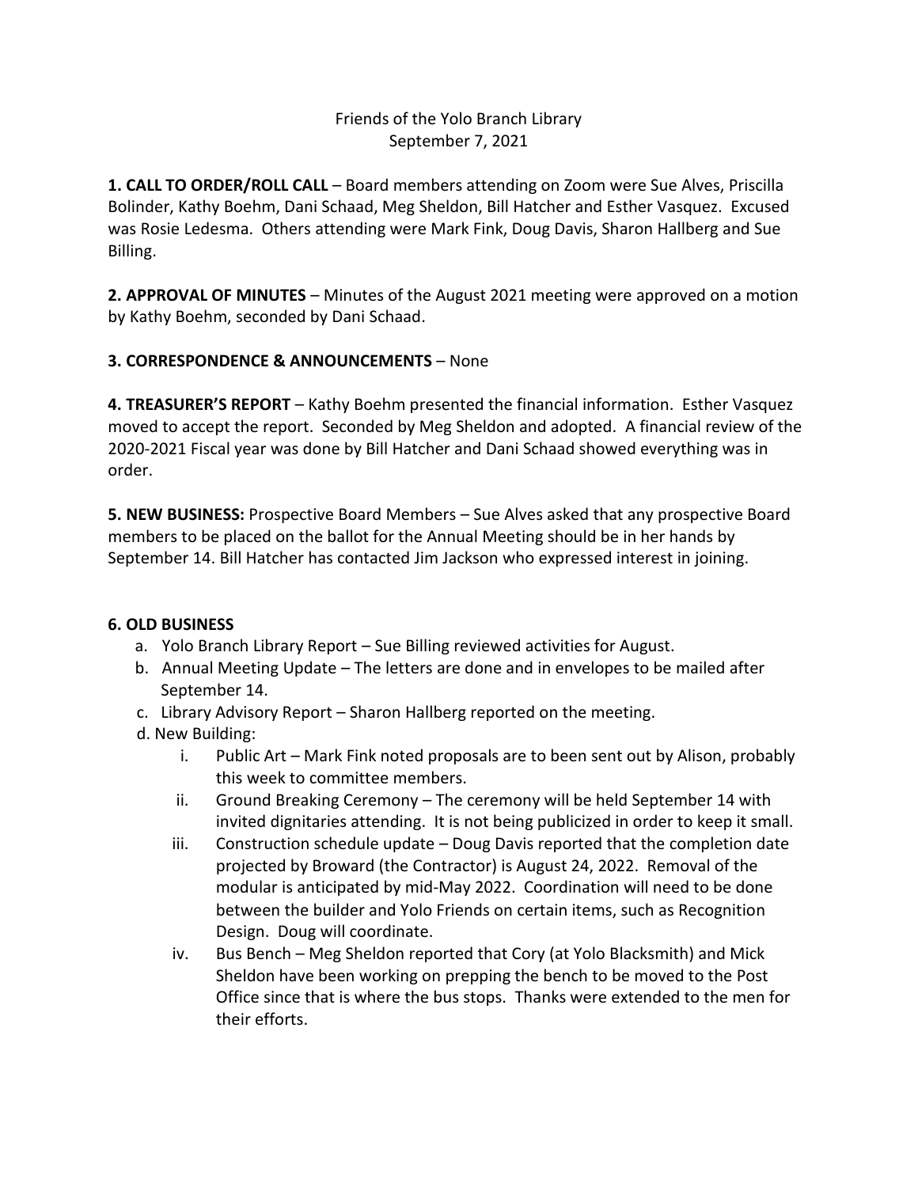Friends of the Yolo Branch Library
September 7, 2021

**1. CALL TO ORDER/ROLL CALL** – Board members attending on Zoom were Sue Alves, Priscilla Bolinder, Kathy Boehm, Dani Schaad, Meg Sheldon, Bill Hatcher and Esther Vasquez. Excused was Rosie Ledesma. Others attending were Mark Fink, Doug Davis, Sharon Hallberg and Sue Billing.

**2. APPROVAL OF MINUTES** – Minutes of the August 2021 meeting were approved on a motion by Kathy Boehm, seconded by Dani Schaad.

**3. CORRESPONDENCE & ANNOUNCEMENTS** – None

**4. TREASURER'S REPORT** – Kathy Boehm presented the financial information. Esther Vasquez moved to accept the report. Seconded by Meg Sheldon and adopted. A financial review of the 2020-2021 Fiscal year was done by Bill Hatcher and Dani Schaad showed everything was in order.

**5. NEW BUSINESS:** Prospective Board Members – Sue Alves asked that any prospective Board members to be placed on the ballot for the Annual Meeting should be in her hands by September 14. Bill Hatcher has contacted Jim Jackson who expressed interest in joining.

**6. OLD BUSINESS**

a. Yolo Branch Library Report – Sue Billing reviewed activities for August.
b. Annual Meeting Update – The letters are done and in envelopes to be mailed after September 14.
c. Library Advisory Report – Sharon Hallberg reported on the meeting.
d. New Building:
   i. Public Art – Mark Fink noted proposals are to been sent out by Alison, probably this week to committee members.
   ii. Ground Breaking Ceremony – The ceremony will be held September 14 with invited dignitaries attending. It is not being publicized in order to keep it small.
   iii. Construction schedule update – Doug Davis reported that the completion date projected by Broward (the Contractor) is August 24, 2022. Removal of the modular is anticipated by mid-May 2022. Coordination will need to be done between the builder and Yolo Friends on certain items, such as Recognition Design. Doug will coordinate.
   iv. Bus Bench – Meg Sheldon reported that Cory (at Yolo Blacksmith) and Mick Sheldon have been working on prepping the bench to be moved to the Post Office since that is where the bus stops. Thanks were extended to the men for their efforts.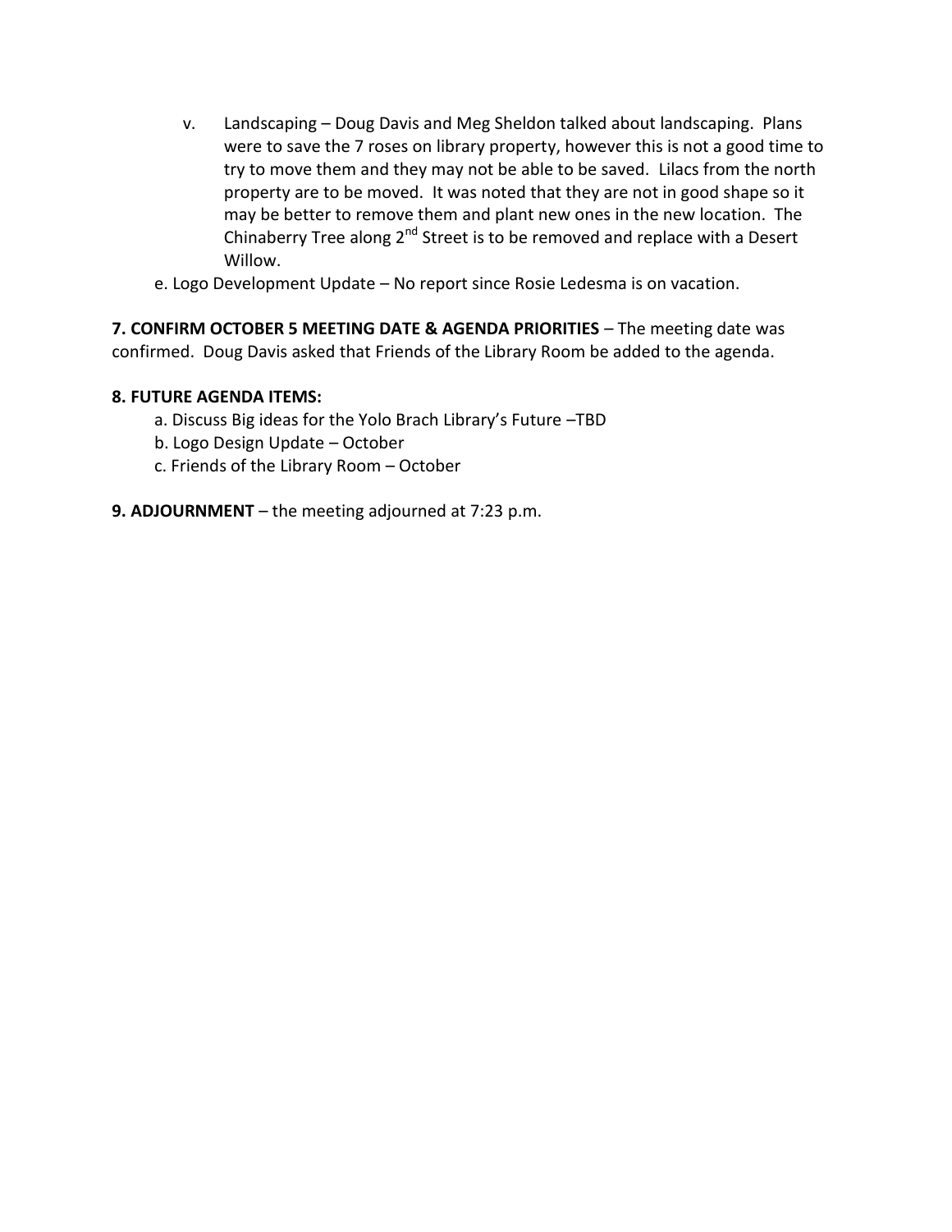v. Landscaping – Doug Davis and Meg Sheldon talked about landscaping. Plans were to save the 7 roses on library property, however this is not a good time to try to move them and they may not be able to be saved. Lilacs from the north property are to be moved. It was noted that they are not in good shape so it may be better to remove them and plant new ones in the new location. The Chinaberry Tree along 2nd Street is to be removed and replace with a Desert Willow.

e. Logo Development Update – No report since Rosie Ledesma is on vacation.

**7. CONFIRM OCTOBER 5 MEETING DATE & AGENDA PRIORITIES** – The meeting date was confirmed. Doug Davis asked that Friends of the Library Room be added to the agenda.

**8. FUTURE AGENDA ITEMS:**

a. Discuss Big ideas for the Yolo Brach Library's Future –TBD
b. Logo Design Update – October
c. Friends of the Library Room – October

**9. ADJOURNMENT** – the meeting adjourned at 7:23 p.m.